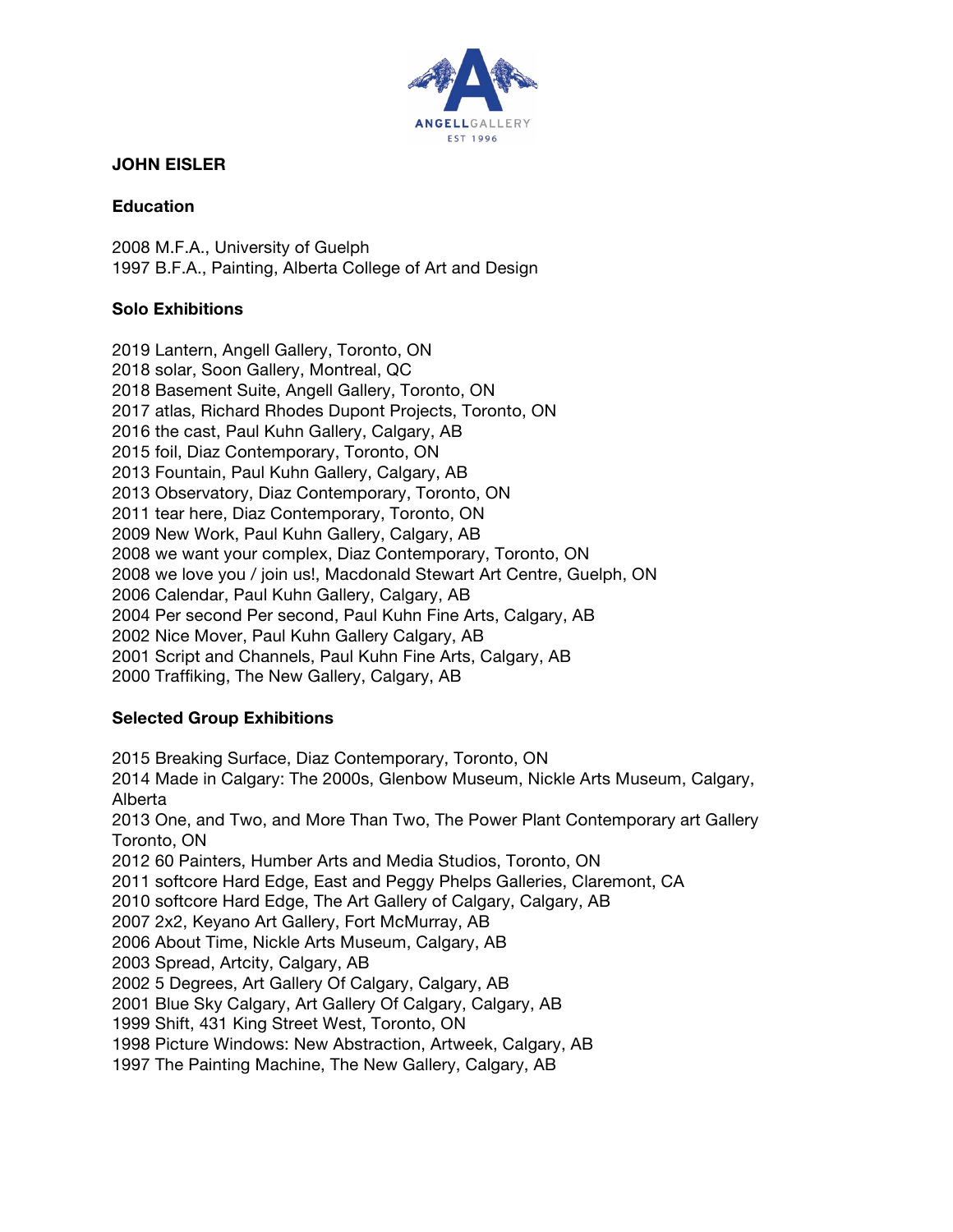# JOHN EISLER

## Education

2008 M.F.A., University of Guelph
1997 B.F.A., Painting, Alberta College of Art and Design

## Solo Exhibitions

2019 Lantern, Angell Gallery, Toronto, ON
2018 solar, Soon Gallery, Montreal, QC
2018 Basement Suite, Angell Gallery, Toronto, ON
2017 atlas, Richard Rhodes Dupont Projects, Toronto, ON
2016 the cast, Paul Kuhn Gallery, Calgary, AB
2015 foil, Diaz Contemporary, Toronto, ON
2013 Fountain, Paul Kuhn Gallery, Calgary, AB
2013 Observatory, Diaz Contemporary, Toronto, ON
2011 tear here, Diaz Contemporary, Toronto, ON
2009 New Work, Paul Kuhn Gallery, Calgary, AB
2008 we want your complex, Diaz Contemporary, Toronto, ON
2008 we love you / join us!, Macdonald Stewart Art Centre, Guelph, ON
2006 Calendar, Paul Kuhn Gallery, Calgary, AB
2004 Per second Per second, Paul Kuhn Fine Arts, Calgary, AB
2002 Nice Mover, Paul Kuhn Gallery Calgary, AB
2001 Script and Channels, Paul Kuhn Fine Arts, Calgary, AB
2000 Traffiking, The New Gallery, Calgary, AB

## Selected Group Exhibitions

2015 Breaking Surface, Diaz Contemporary, Toronto, ON
2014 Made in Calgary: The 2000s, Glenbow Museum, Nickle Arts Museum, Calgary, Alberta
2013 One, and Two, and More Than Two, The Power Plant Contemporary art Gallery Toronto, ON
2012 60 Painters, Humber Arts and Media Studios, Toronto, ON
2011 softcore Hard Edge, East and Peggy Phelps Galleries, Claremont, CA
2010 softcore Hard Edge, The Art Gallery of Calgary, Calgary, AB
2007 2x2, Keyano Art Gallery, Fort McMurray, AB
2006 About Time, Nickle Arts Museum, Calgary, AB
2003 Spread, Artcity, Calgary, AB
2002 5 Degrees, Art Gallery Of Calgary, Calgary, AB
2001 Blue Sky Calgary, Art Gallery Of Calgary, Calgary, AB
1999 Shift, 431 King Street West, Toronto, ON
1998 Picture Windows: New Abstraction, Artweek, Calgary, AB
1997 The Painting Machine, The New Gallery, Calgary, AB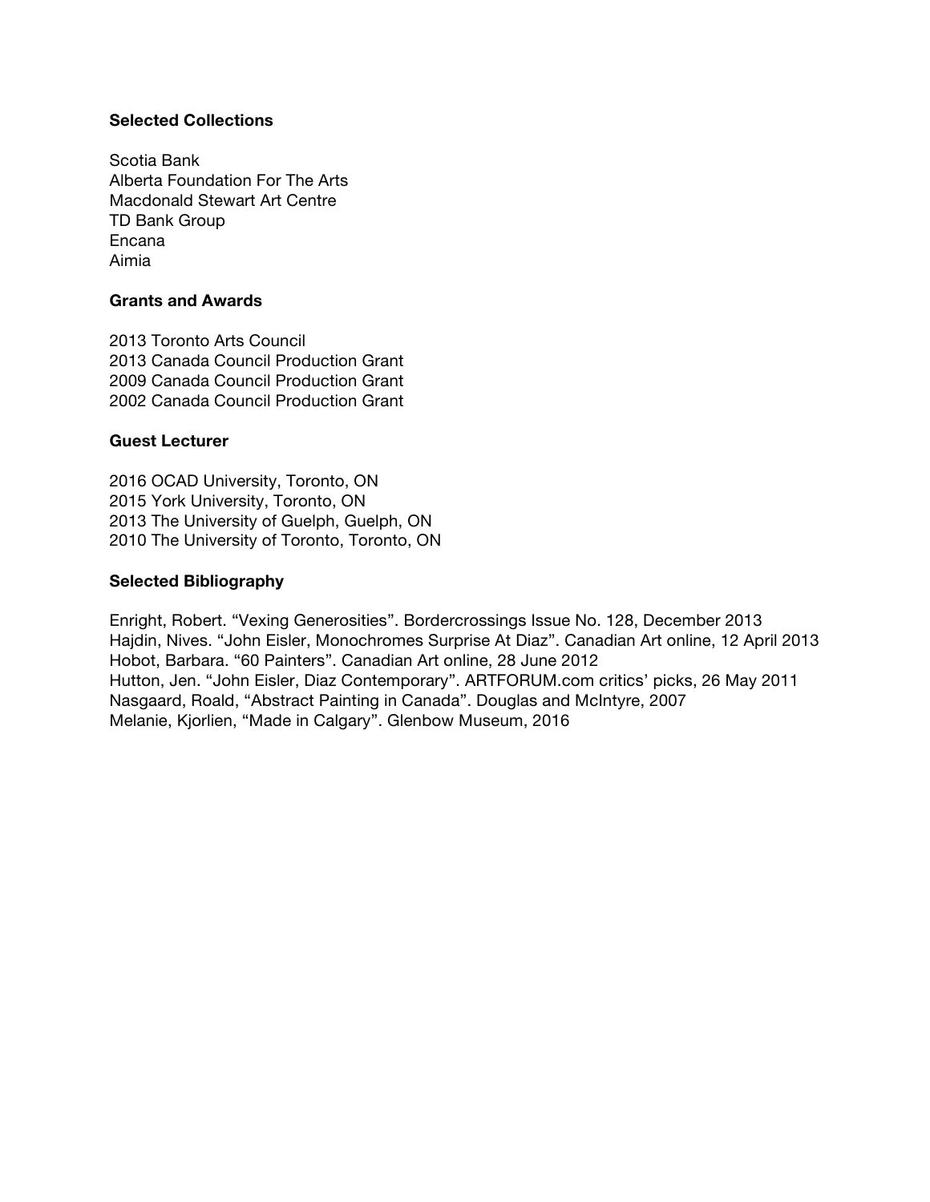**Selected Collections**

Scotia Bank
Alberta Foundation For The Arts
Macdonald Stewart Art Centre
TD Bank Group
Encana
Aimia

**Grants and Awards**

2013 Toronto Arts Council
2013 Canada Council Production Grant
2009 Canada Council Production Grant
2002 Canada Council Production Grant

**Guest Lecturer**

2016 OCAD University, Toronto, ON
2015 York University, Toronto, ON
2013 The University of Guelph, Guelph, ON
2010 The University of Toronto, Toronto, ON

**Selected Bibliography**

Enright, Robert. “Vexing Generosities”. Bordercrossings Issue No. 128, December 2013
Hajdin, Nives. “John Eisler, Monochromes Surprise At Diaz”. Canadian Art online, 12 April 2013
Hobot, Barbara. “60 Painters”. Canadian Art online, 28 June 2012
Hutton, Jen. “John Eisler, Diaz Contemporary”. ARTFORUM.com critics’ picks, 26 May 2011
Nasgaard, Roald, “Abstract Painting in Canada”. Douglas and McIntyre, 2007
Melanie, Kjorlien, “Made in Calgary”. Glenbow Museum, 2016